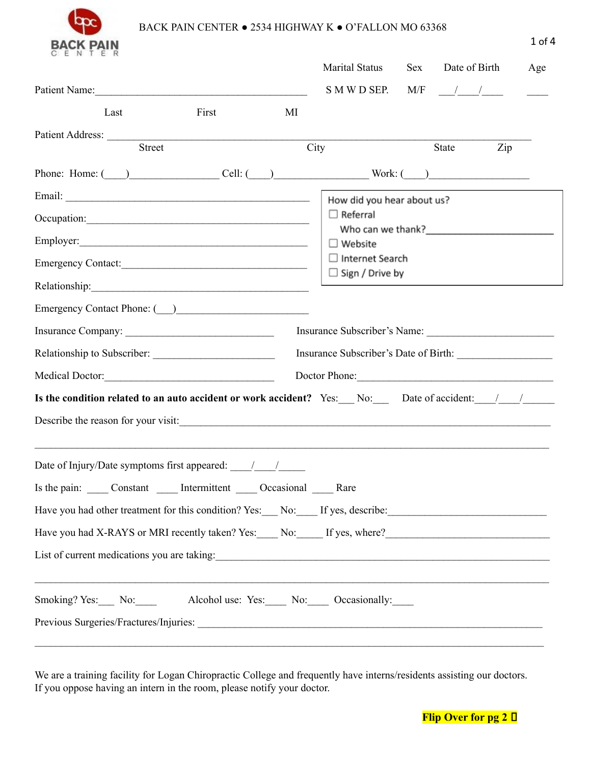BACK PAIN CENTER

BACK PAIN CENTER ● 2534 HIGHWAY K ● O'FALLON MO 63368

Patient Name:________________________________________ Marital Status: S M W D SEP. Sex: M/F Date of Birth: ___/___/____ Age: ____

Last First MI

Patient Address: ________________________________________________________________

Street City State Zip

Phone: Home: (____)________________ Cell: (____)_________________ Work: (____)__________________

Email: ____________________________________________

Occupation:____________________________________________

Employer:____________________________________________

Emergency Contact:____________________________________

Relationship:___________________________________________

Emergency Contact Phone: (___)_________________________

How did you hear about us?

- ☐ Referral
  Who can we thank?________________________
- ☐ Website
- ☐ Internet Search
- ☐ Sign / Drive by

Insurance Company: ____________________________ Insurance Subscriber's Name: ________________________

Relationship to Subscriber: _______________________ Insurance Subscriber's Date of Birth: _________________

Medical Doctor:_______________________________ Doctor Phone:_______________________________________

**Is the condition related to an auto accident or work accident?** Yes:___ No:___ Date of accident:____/____/______

Describe the reason for your visit:________________________________________________________________

_____________________________________________________________________________________________

Date of Injury/Date symptoms first appeared: ____/____/_____

Is the pain: ____ Constant ____ Intermittent ____ Occasional ____ Rare

Have you had other treatment for this condition? Yes:___ No:____ If yes, describe:_____________________________

Have you had X-RAYS or MRI recently taken? Yes:____ No:_____ If yes, where?______________________________

List of current medications you are taking:___________________________________________________________

_____________________________________________________________________________________________

Smoking? Yes:___ No:____ Alcohol use: Yes:____ No:____ Occasionally:____

Previous Surgeries/Fractures/Injuries: ________________________________________________________________

_____________________________________________________________________________________________

We are a training facility for Logan Chiropractic College and frequently have interns/residents assisting our doctors. If you oppose having an intern in the room, please notify your doctor.

**Flip Over for pg 2 →**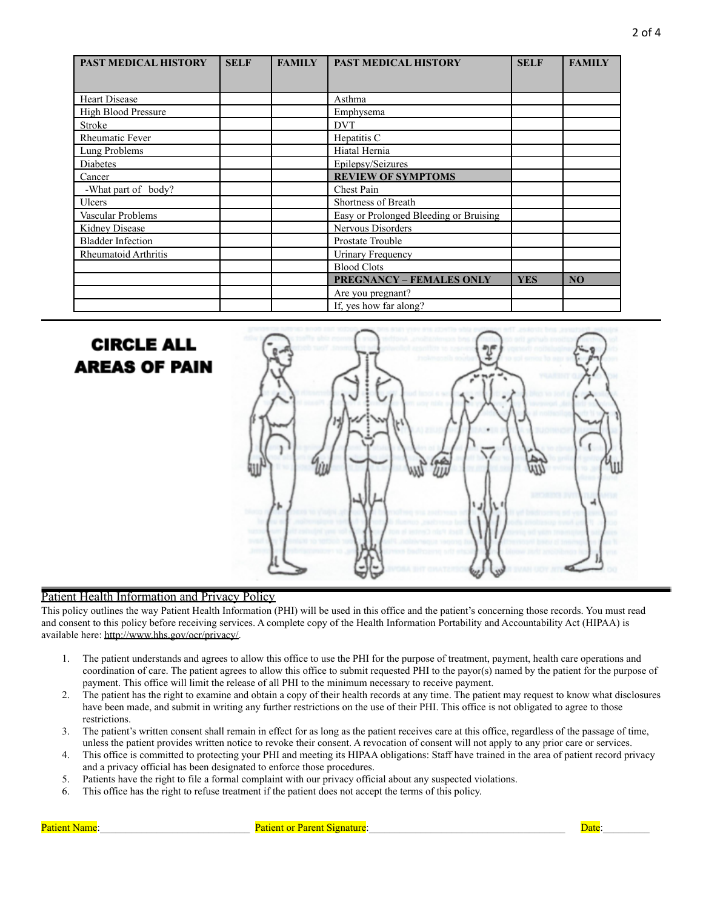| PAST MEDICAL HISTORY | SELF | FAMILY | PAST MEDICAL HISTORY | SELF | FAMILY |
|---|---|---|---|---|---|
| Heart Disease | | | Asthma | | |
| High Blood Pressure | | | Emphysema | | |
| Stroke | | | DVT | | |
| Rheumatic Fever | | | Hepatitis C | | |
| Lung Problems | | | Hiatal Hernia | | |
| Diabetes | | | Epilepsy/Seizures | | |
| Cancer | | | **REVIEW OF SYMPTOMS** | | |
| -What part of body? | | | Chest Pain | | |
| Ulcers | | | Shortness of Breath | | |
| Vascular Problems | | | Easy or Prolonged Bleeding or Bruising | | |
| Kidney Disease | | | Nervous Disorders | | |
| Bladder Infection | | | Prostate Trouble | | |
| Rheumatoid Arthritis | | | Urinary Frequency | | |
| | | | Blood Clots | | |
| | | | **PREGNANCY – FEMALES ONLY** | **YES** | **NO** |
| | | | Are you pregnant? | | |
| | | | If, yes how far along? | | |

**CIRCLE ALL AREAS OF PAIN**

## Patient Health Information and Privacy Policy

This policy outlines the way Patient Health Information (PHI) will be used in this office and the patient's concerning those records. You must read and consent to this policy before receiving services. A complete copy of the Health Information Portability and Accountability Act (HIPAA) is available here: http://www.hhs.gov/ocr/privacy/.

1. The patient understands and agrees to allow this office to use the PHI for the purpose of treatment, payment, health care operations and coordination of care. The patient agrees to allow this office to submit requested PHI to the payor(s) named by the patient for the purpose of payment. This office will limit the release of all PHI to the minimum necessary to receive payment.
2. The patient has the right to examine and obtain a copy of their health records at any time. The patient may request to know what disclosures have been made, and submit in writing any further restrictions on the use of their PHI. This office is not obligated to agree to those restrictions.
3. The patient's written consent shall remain in effect for as long as the patient receives care at this office, regardless of the passage of time, unless the patient provides written notice to revoke their consent. A revocation of consent will not apply to any prior care or services.
4. This office is committed to protecting your PHI and meeting its HIPAA obligations: Staff have trained in the area of patient record privacy and a privacy official has been designated to enforce those procedures.
5. Patients have the right to file a formal complaint with our privacy official about any suspected violations.
6. This office has the right to refuse treatment if the patient does not accept the terms of this policy.

Patient Name:____________________________ Patient or Parent Signature:_____________________________________ Date:_________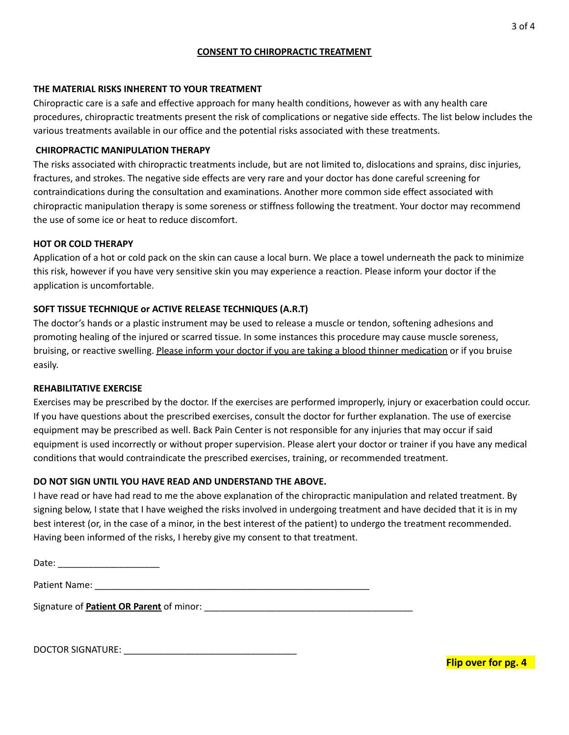# CONSENT TO CHIROPRACTIC TREATMENT

## THE MATERIAL RISKS INHERENT TO YOUR TREATMENT

Chiropractic care is a safe and effective approach for many health conditions, however as with any health care procedures, chiropractic treatments present the risk of complications or negative side effects. The list below includes the various treatments available in our office and the potential risks associated with these treatments.

## CHIROPRACTIC MANIPULATION THERAPY

The risks associated with chiropractic treatments include, but are not limited to, dislocations and sprains, disc injuries, fractures, and strokes. The negative side effects are very rare and your doctor has done careful screening for contraindications during the consultation and examinations. Another more common side effect associated with chiropractic manipulation therapy is some soreness or stiffness following the treatment. Your doctor may recommend the use of some ice or heat to reduce discomfort.

## HOT OR COLD THERAPY

Application of a hot or cold pack on the skin can cause a local burn. We place a towel underneath the pack to minimize this risk, however if you have very sensitive skin you may experience a reaction. Please inform your doctor if the application is uncomfortable.

## SOFT TISSUE TECHNIQUE or ACTIVE RELEASE TECHNIQUES (A.R.T)

The doctor's hands or a plastic instrument may be used to release a muscle or tendon, softening adhesions and promoting healing of the injured or scarred tissue. In some instances this procedure may cause muscle soreness, bruising, or reactive swelling. <u>Please inform your doctor if you are taking a blood thinner medication</u> or if you bruise easily.

## REHABILITATIVE EXERCISE

Exercises may be prescribed by the doctor. If the exercises are performed improperly, injury or exacerbation could occur. If you have questions about the prescribed exercises, consult the doctor for further explanation. The use of exercise equipment may be prescribed as well. Back Pain Center is not responsible for any injuries that may occur if said equipment is used incorrectly or without proper supervision. Please alert your doctor or trainer if you have any medical conditions that would contraindicate the prescribed exercises, training, or recommended treatment.

## DO NOT SIGN UNTIL YOU HAVE READ AND UNDERSTAND THE ABOVE.

I have read or have had read to me the above explanation of the chiropractic manipulation and related treatment. By signing below, I state that I have weighed the risks involved in undergoing treatment and have decided that it is in my best interest (or, in the case of a minor, in the best interest of the patient) to undergo the treatment recommended. Having been informed of the risks, I hereby give my consent to that treatment.

Date: ____________________

Patient Name: ________________________________________________________

Signature of **<u>Patient OR Parent</u>** of minor: __________________________________________

DOCTOR SIGNATURE: __________________________________

**Flip over for pg. 4**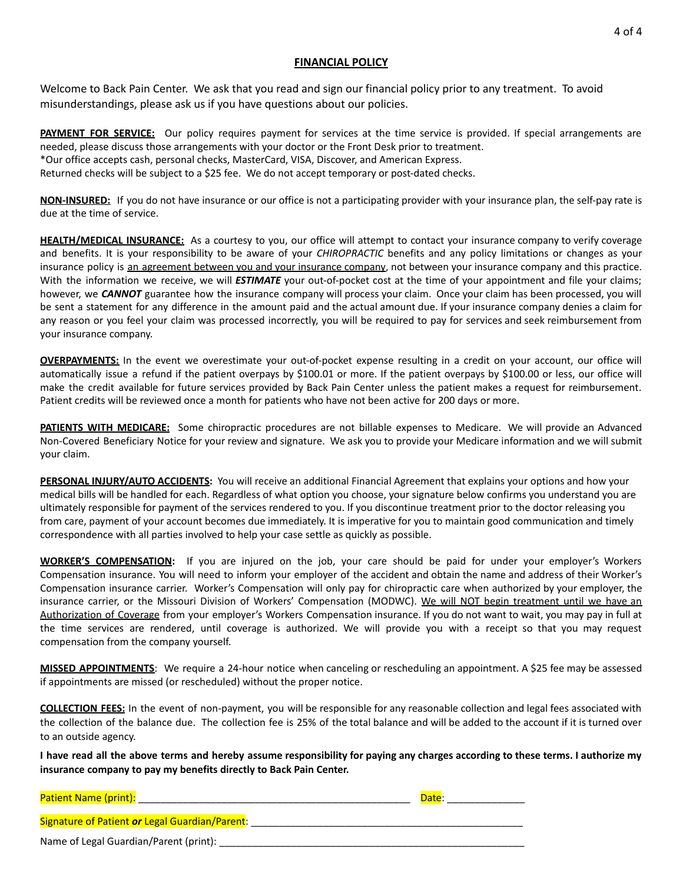## FINANCIAL POLICY

Welcome to Back Pain Center. We ask that you read and sign our financial policy prior to any treatment. To avoid misunderstandings, please ask us if you have questions about our policies.

**PAYMENT FOR SERVICE:** Our policy requires payment for services at the time service is provided. If special arrangements are needed, please discuss those arrangements with your doctor or the Front Desk prior to treatment.
*Our office accepts cash, personal checks, MasterCard, VISA, Discover, and American Express.
Returned checks will be subject to a $25 fee. We do not accept temporary or post-dated checks.

**NON-INSURED:** If you do not have insurance or our office is not a participating provider with your insurance plan, the self-pay rate is due at the time of service.

**HEALTH/MEDICAL INSURANCE:** As a courtesy to you, our office will attempt to contact your insurance company to verify coverage and benefits. It is your responsibility to be aware of your *CHIROPRACTIC* benefits and any policy limitations or changes as your insurance policy is an agreement between you and your insurance company, not between your insurance company and this practice. With the information we receive, we will ***ESTIMATE*** your out-of-pocket cost at the time of your appointment and file your claims; however, we ***CANNOT*** guarantee how the insurance company will process your claim. Once your claim has been processed, you will be sent a statement for any difference in the amount paid and the actual amount due. If your insurance company denies a claim for any reason or you feel your claim was processed incorrectly, you will be required to pay for services and seek reimbursement from your insurance company.

**OVERPAYMENTS:** In the event we overestimate your out-of-pocket expense resulting in a credit on your account, our office will automatically issue a refund if the patient overpays by $100.01 or more. If the patient overpays by $100.00 or less, our office will make the credit available for future services provided by Back Pain Center unless the patient makes a request for reimbursement. Patient credits will be reviewed once a month for patients who have not been active for 200 days or more.

**PATIENTS WITH MEDICARE:** Some chiropractic procedures are not billable expenses to Medicare. We will provide an Advanced Non-Covered Beneficiary Notice for your review and signature. We ask you to provide your Medicare information and we will submit your claim.

**PERSONAL INJURY/AUTO ACCIDENTS:** You will receive an additional Financial Agreement that explains your options and how your medical bills will be handled for each. Regardless of what option you choose, your signature below confirms you understand you are ultimately responsible for payment of the services rendered to you. If you discontinue treatment prior to the doctor releasing you from care, payment of your account becomes due immediately. It is imperative for you to maintain good communication and timely correspondence with all parties involved to help your case settle as quickly as possible.

**WORKER'S COMPENSATION:** If you are injured on the job, your care should be paid for under your employer's Workers Compensation insurance. You will need to inform your employer of the accident and obtain the name and address of their Worker's Compensation insurance carrier. Worker's Compensation will only pay for chiropractic care when authorized by your employer, the insurance carrier, or the Missouri Division of Workers' Compensation (MODWC). We will NOT begin treatment until we have an Authorization of Coverage from your employer's Workers Compensation insurance. If you do not want to wait, you may pay in full at the time services are rendered, until coverage is authorized. We will provide you with a receipt so that you may request compensation from the company yourself.

**MISSED APPOINTMENTS**: We require a 24-hour notice when canceling or rescheduling an appointment. A $25 fee may be assessed if appointments are missed (or rescheduled) without the proper notice.

**COLLECTION FEES:** In the event of non-payment, you will be responsible for any reasonable collection and legal fees associated with the collection of the balance due. The collection fee is 25% of the total balance and will be added to the account if it is turned over to an outside agency.

**I have read all the above terms and hereby assume responsibility for paying any charges according to these terms. I authorize my insurance company to pay my benefits directly to Back Pain Center.**

Patient Name (print): ______________________________________________ Date: ______________

Signature of Patient *or* Legal Guardian/Parent: ______________________________________________

Name of Legal Guardian/Parent (print): ______________________________________________